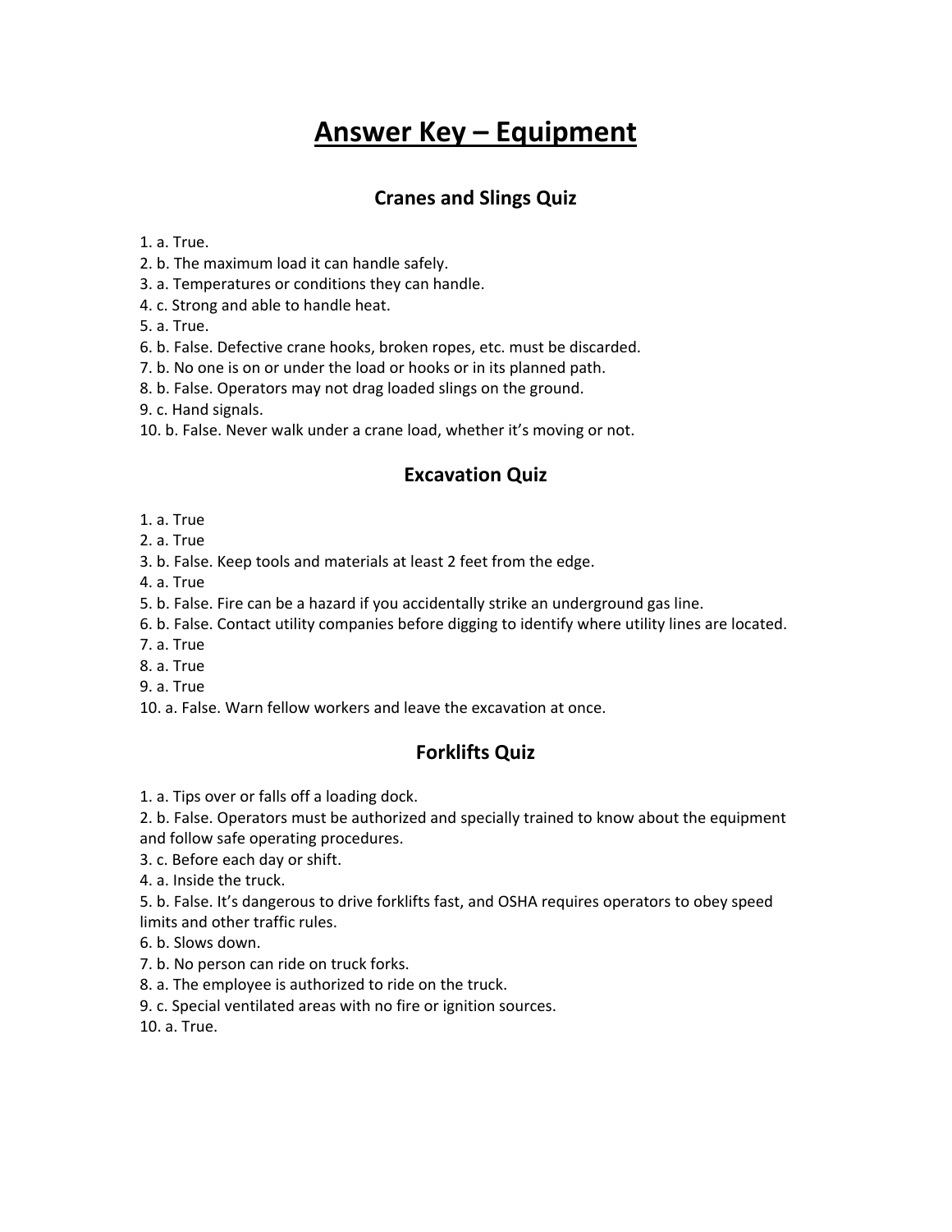# Answer Key – Equipment

## Cranes and Slings Quiz

1. a. True.
2. b. The maximum load it can handle safely.
3. a. Temperatures or conditions they can handle.
4. c. Strong and able to handle heat.
5. a. True.
6. b. False. Defective crane hooks, broken ropes, etc. must be discarded.
7. b. No one is on or under the load or hooks or in its planned path.
8. b. False. Operators may not drag loaded slings on the ground.
9. c. Hand signals.
10. b. False. Never walk under a crane load, whether it's moving or not.

## Excavation Quiz

1. a. True
2. a. True
3. b. False. Keep tools and materials at least 2 feet from the edge.
4. a. True
5. b. False. Fire can be a hazard if you accidentally strike an underground gas line.
6. b. False. Contact utility companies before digging to identify where utility lines are located.
7. a. True
8. a. True
9. a. True
10. a. False. Warn fellow workers and leave the excavation at once.

## Forklifts Quiz

1. a. Tips over or falls off a loading dock.
2. b. False. Operators must be authorized and specially trained to know about the equipment and follow safe operating procedures.
3. c. Before each day or shift.
4. a. Inside the truck.
5. b. False. It's dangerous to drive forklifts fast, and OSHA requires operators to obey speed limits and other traffic rules.
6. b. Slows down.
7. b. No person can ride on truck forks.
8. a. The employee is authorized to ride on the truck.
9. c. Special ventilated areas with no fire or ignition sources.
10. a. True.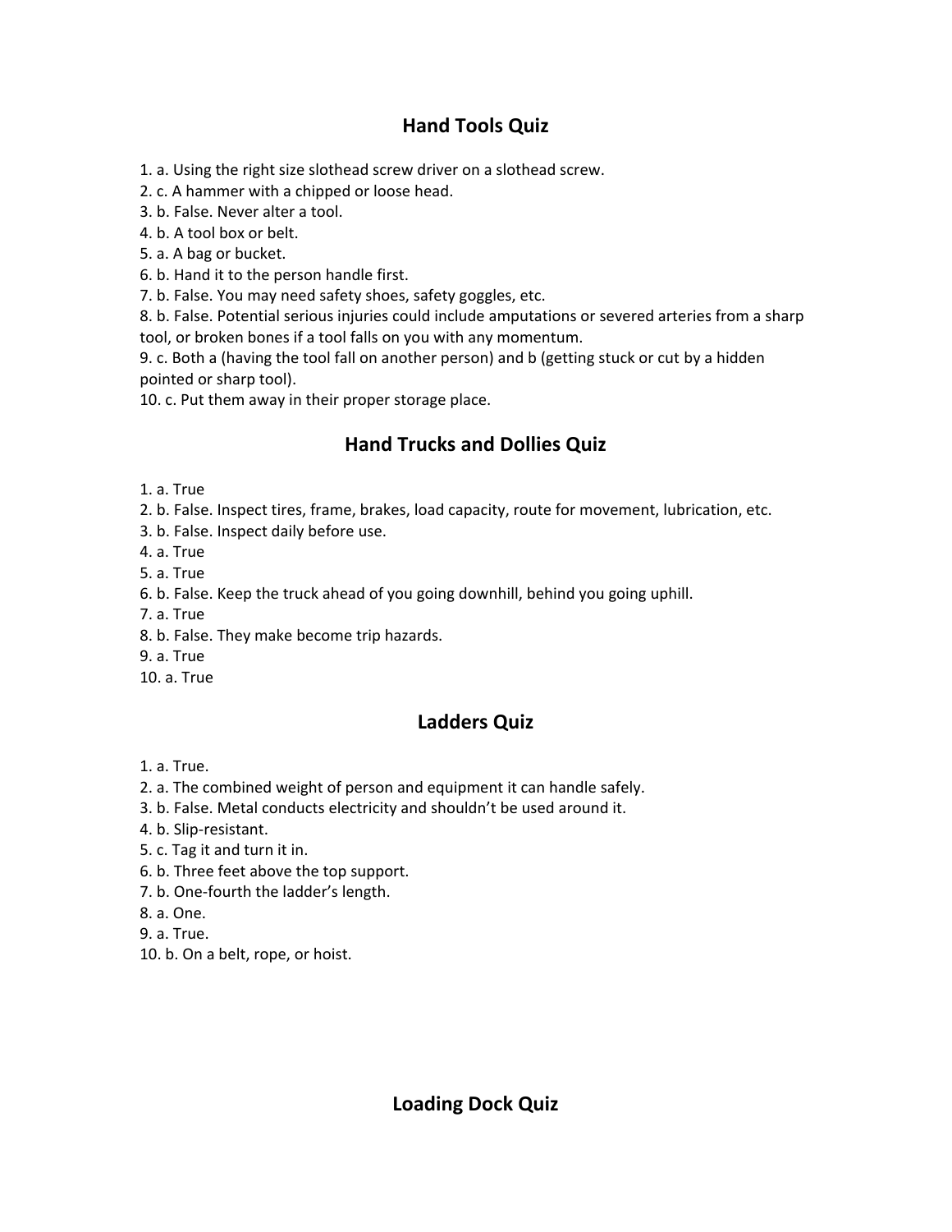## Hand Tools Quiz

1. a. Using the right size slothead screw driver on a slothead screw.
2. c. A hammer with a chipped or loose head.
3. b. False. Never alter a tool.
4. b. A tool box or belt.
5. a. A bag or bucket.
6. b. Hand it to the person handle first.
7. b. False. You may need safety shoes, safety goggles, etc.
8. b. False. Potential serious injuries could include amputations or severed arteries from a sharp tool, or broken bones if a tool falls on you with any momentum.
9. c. Both a (having the tool fall on another person) and b (getting stuck or cut by a hidden pointed or sharp tool).
10. c. Put them away in their proper storage place.

## Hand Trucks and Dollies Quiz

1. a. True
2. b. False. Inspect tires, frame, brakes, load capacity, route for movement, lubrication, etc.
3. b. False. Inspect daily before use.
4. a. True
5. a. True
6. b. False. Keep the truck ahead of you going downhill, behind you going uphill.
7. a. True
8. b. False. They make become trip hazards.
9. a. True
10. a. True

## Ladders Quiz

1. a. True.
2. a. The combined weight of person and equipment it can handle safely.
3. b. False. Metal conducts electricity and shouldn't be used around it.
4. b. Slip-resistant.
5. c. Tag it and turn it in.
6. b. Three feet above the top support.
7. b. One-fourth the ladder's length.
8. a. One.
9. a. True.
10. b. On a belt, rope, or hoist.

## Loading Dock Quiz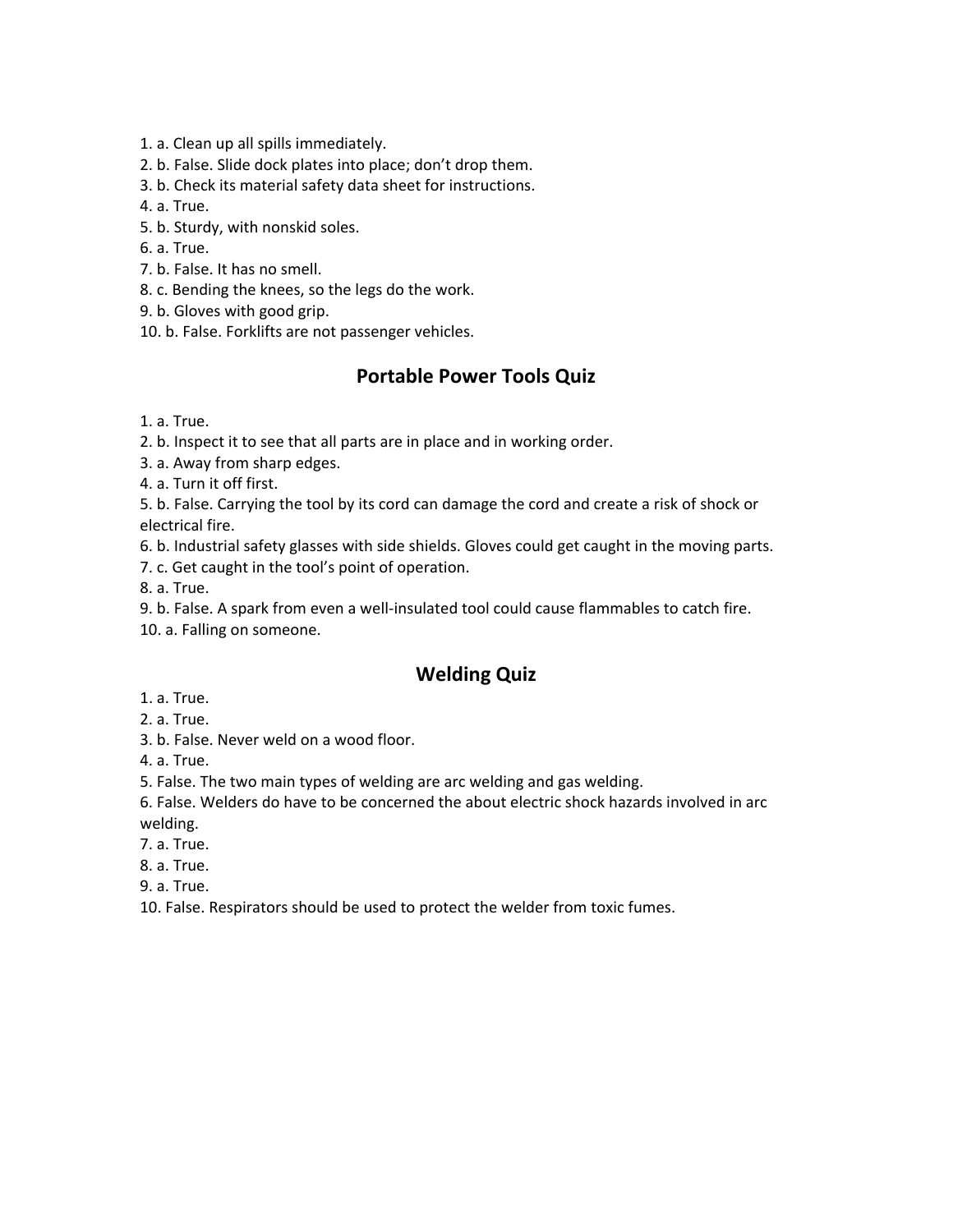1. a. Clean up all spills immediately.
2. b. False. Slide dock plates into place; don't drop them.
3. b. Check its material safety data sheet for instructions.
4. a. True.
5. b. Sturdy, with nonskid soles.
6. a. True.
7. b. False. It has no smell.
8. c. Bending the knees, so the legs do the work.
9. b. Gloves with good grip.
10. b. False. Forklifts are not passenger vehicles.

## Portable Power Tools Quiz

1. a. True.
2. b. Inspect it to see that all parts are in place and in working order.
3. a. Away from sharp edges.
4. a. Turn it off first.
5. b. False. Carrying the tool by its cord can damage the cord and create a risk of shock or electrical fire.
6. b. Industrial safety glasses with side shields. Gloves could get caught in the moving parts.
7. c. Get caught in the tool's point of operation.
8. a. True.
9. b. False. A spark from even a well-insulated tool could cause flammables to catch fire.
10. a. Falling on someone.

## Welding Quiz

1. a. True.
2. a. True.
3. b. False. Never weld on a wood floor.
4. a. True.
5. False. The two main types of welding are arc welding and gas welding.
6. False. Welders do have to be concerned the about electric shock hazards involved in arc welding.
7. a. True.
8. a. True.
9. a. True.
10. False. Respirators should be used to protect the welder from toxic fumes.